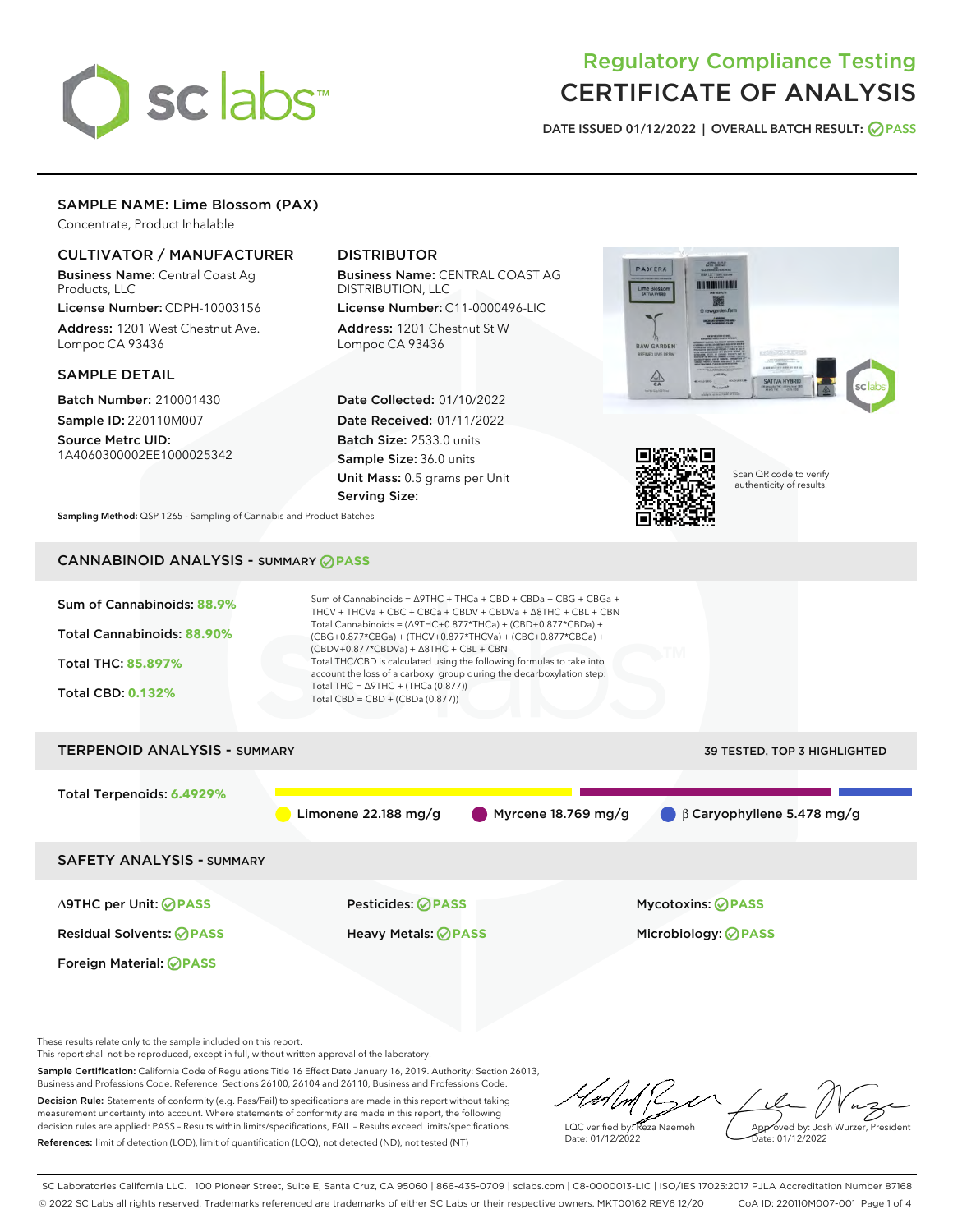# Regulatory Compliance Testing
# CERTIFICATE OF ANALYSIS

DATE ISSUED 01/12/2022 | OVERALL BATCH RESULT: PASS

## SAMPLE NAME: Lime Blossom (PAX)

Concentrate, Product Inhalable

### CULTIVATOR / MANUFACTURER

**Business Name:** Central Coast Ag Products, LLC

**License Number:** CDPH-10003156

**Address:** 1201 West Chestnut Ave. Lompoc CA 93436

### DISTRIBUTOR

**Business Name:** CENTRAL COAST AG DISTRIBUTION, LLC

**License Number:** C11-0000496-LIC

**Address:** 1201 Chestnut St W Lompoc CA 93436

### SAMPLE DETAIL

**Batch Number:** 210001430

**Sample ID:** 220110M007

**Source Metrc UID:** 1A4060300002EE1000025342

**Date Collected:** 01/10/2022

**Date Received:** 01/11/2022

**Batch Size:** 2533.0 units

**Sample Size:** 36.0 units

**Unit Mass:** 0.5 grams per Unit

**Serving Size:**

Scan QR code to verify authenticity of results.

**Sampling Method:** QSP 1265 - Sampling of Cannabis and Product Batches

## CANNABINOID ANALYSIS - SUMMARY PASS

**Sum of Cannabinoids:** 88.9%

**Total Cannabinoids:** 88.90%

**Total THC:** 85.897%

**Total CBD:** 0.132%

Sum of Cannabinoids = Δ9THC + THCa + CBD + CBDa + CBG + CBGa + THCV + THCVa + CBC + CBCa + CBDV + CBDVa + Δ8THC + CBL + CBN

Total Cannabinoids = (Δ9THC+0.877*THCa) + (CBD+0.877*CBDa) + (CBG+0.877*CBGa) + (THCV+0.877*THCVa) + (CBC+0.877*CBCa) + (CBDV+0.877*CBDVa) + Δ8THC + CBL + CBN

Total THC/CBD is calculated using the following formulas to take into account the loss of a carboxyl group during the decarboxylation step:

Total THC = Δ9THC + (THCa (0.877))

Total CBD = CBD + (CBDa (0.877))

## TERPENOID ANALYSIS - SUMMARY

39 TESTED, TOP 3 HIGHLIGHTED

**Total Terpenoids:** 6.4929%

Limonene 22.188 mg/g | Myrcene 18.769 mg/g | β Caryophyllene 5.478 mg/g

## SAFETY ANALYSIS - SUMMARY

| | | |
|---|---|---|
| Δ9THC per Unit: PASS | Pesticides: PASS | Mycotoxins: PASS |
| Residual Solvents: PASS | Heavy Metals: PASS | Microbiology: PASS |
| Foreign Material: PASS | | |

These results relate only to the sample included on this report.
This report shall not be reproduced, except in full, without written approval of the laboratory.

**Sample Certification:** California Code of Regulations Title 16 Effect Date January 16, 2019. Authority: Section 26013, Business and Professions Code. Reference: Sections 26100, 26104 and 26110, Business and Professions Code.

**Decision Rule:** Statements of conformity (e.g. Pass/Fail) to specifications are made in this report without taking measurement uncertainty into account. Where statements of conformity are made in this report, the following decision rules are applied: PASS – Results within limits/specifications, FAIL – Results exceed limits/specifications.

**References:** limit of detection (LOD), limit of quantification (LOQ), not detected (ND), not tested (NT)

LQC verified by: Reza Naemeh
Date: 01/12/2022

Approved by: Josh Wurzer, President
Date: 01/12/2022

SC Laboratories California LLC. | 100 Pioneer Street, Suite E, Santa Cruz, CA 95060 | 866-435-0709 | sclabs.com | C8-0000013-LIC | ISO/IES 17025:2017 PJLA Accreditation Number 87168
© 2022 SC Labs all rights reserved. Trademarks referenced are trademarks of either SC Labs or their respective owners. MKT00162 REV6 12/20 CoA ID: 220110M007-001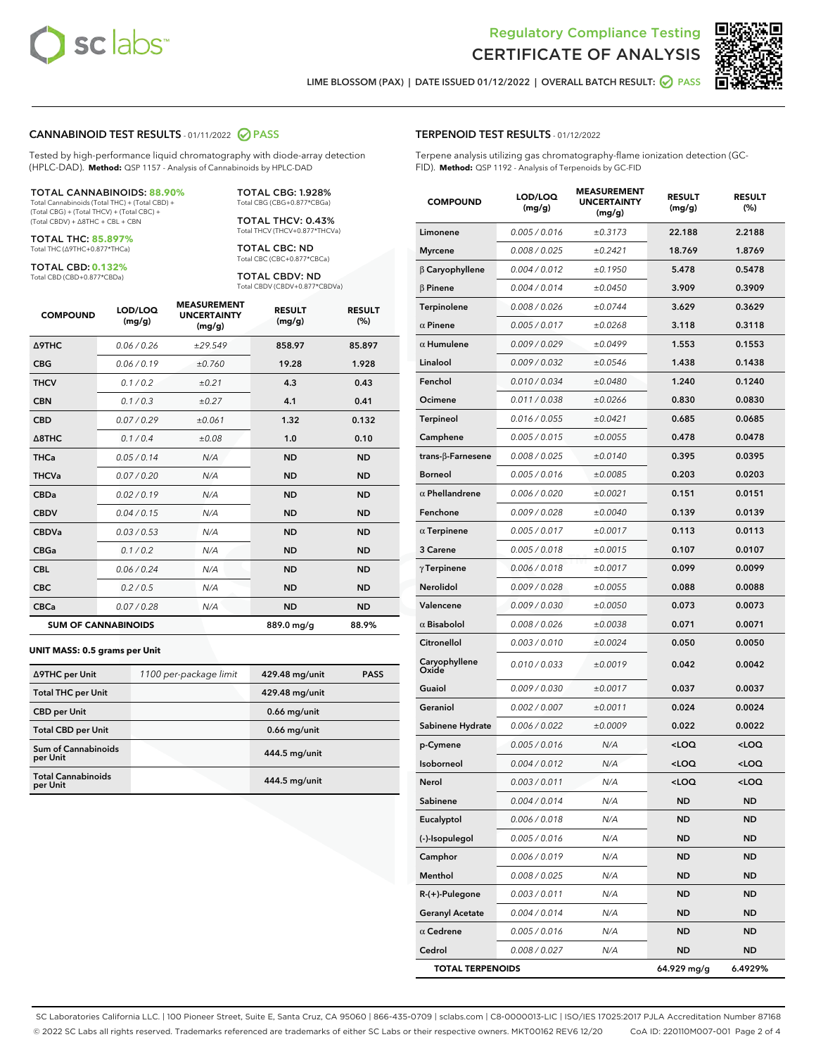Regulatory Compliance Testing
# CERTIFICATE OF ANALYSIS

LIME BLOSSOM (PAX) | DATE ISSUED 01/12/2022 | OVERALL BATCH RESULT: PASS

## CANNABINOID TEST RESULTS - 01/11/2022 PASS

Tested by high-performance liquid chromatography with diode-array detection (HPLC-DAD). **Method:** QSP 1157 - Analysis of Cannabinoids by HPLC-DAD

**TOTAL CANNABINOIDS: 88.90%**
Total Cannabinoids (Total THC) + (Total CBD) + (Total CBG) + (Total THCV) + (Total CBC) + (Total CBDV) + Δ8THC + CBL + CBN

**TOTAL THC: 85.897%**
Total THC (Δ9THC+0.877*THCa)

**TOTAL CBD: 0.132%**
Total CBD (CBD+0.877*CBDa)

**TOTAL CBG: 1.928%**
Total CBG (CBG+0.877*CBGa)

**TOTAL THCV: 0.43%**
Total THCV (THCV+0.877*THCVa)

**TOTAL CBC: ND**
Total CBC (CBC+0.877*CBCa)

**TOTAL CBDV: ND**
Total CBDV (CBDV+0.877*CBDVa)

| COMPOUND | LOD/LOQ (mg/g) | MEASUREMENT UNCERTAINTY (mg/g) | RESULT (mg/g) | RESULT (%) |
|---|---|---|---|---|
| Δ9THC | 0.06 / 0.26 | ±29.549 | 858.97 | 85.897 |
| CBG | 0.06 / 0.19 | ±0.760 | 19.28 | 1.928 |
| THCV | 0.1 / 0.2 | ±0.21 | 4.3 | 0.43 |
| CBN | 0.1 / 0.3 | ±0.27 | 4.1 | 0.41 |
| CBD | 0.07 / 0.29 | ±0.061 | 1.32 | 0.132 |
| Δ8THC | 0.1 / 0.4 | ±0.08 | 1.0 | 0.10 |
| THCa | 0.05 / 0.14 | N/A | ND | ND |
| THCVa | 0.07 / 0.20 | N/A | ND | ND |
| CBDa | 0.02 / 0.19 | N/A | ND | ND |
| CBDV | 0.04 / 0.15 | N/A | ND | ND |
| CBDVa | 0.03 / 0.53 | N/A | ND | ND |
| CBGa | 0.1 / 0.2 | N/A | ND | ND |
| CBL | 0.06 / 0.24 | N/A | ND | ND |
| CBC | 0.2 / 0.5 | N/A | ND | ND |
| CBCa | 0.07 / 0.28 | N/A | ND | ND |
| **SUM OF CANNABINOIDS** | | | 889.0 mg/g | 88.9% |

**UNIT MASS: 0.5 grams per Unit**

| | | | |
|---|---|---|---|
| Δ9THC per Unit | 1100 per-package limit | 429.48 mg/unit | PASS |
| Total THC per Unit | | 429.48 mg/unit | |
| CBD per Unit | | 0.66 mg/unit | |
| Total CBD per Unit | | 0.66 mg/unit | |
| Sum of Cannabinoids per Unit | | 444.5 mg/unit | |
| Total Cannabinoids per Unit | | 444.5 mg/unit | |

## TERPENOID TEST RESULTS - 01/12/2022

Terpene analysis utilizing gas chromatography-flame ionization detection (GC-FID). **Method:** QSP 1192 - Analysis of Terpenoids by GC-FID

| COMPOUND | LOD/LOQ (mg/g) | MEASUREMENT UNCERTAINTY (mg/g) | RESULT (mg/g) | RESULT (%) |
|---|---|---|---|---|
| Limonene | 0.005 / 0.016 | ±0.3173 | 22.188 | 2.2188 |
| Myrcene | 0.008 / 0.025 | ±0.2421 | 18.769 | 1.8769 |
| β Caryophyllene | 0.004 / 0.012 | ±0.1950 | 5.478 | 0.5478 |
| β Pinene | 0.004 / 0.014 | ±0.0450 | 3.909 | 0.3909 |
| Terpinolene | 0.008 / 0.026 | ±0.0744 | 3.629 | 0.3629 |
| α Pinene | 0.005 / 0.017 | ±0.0268 | 3.118 | 0.3118 |
| α Humulene | 0.009 / 0.029 | ±0.0499 | 1.553 | 0.1553 |
| Linalool | 0.009 / 0.032 | ±0.0546 | 1.438 | 0.1438 |
| Fenchol | 0.010 / 0.034 | ±0.0480 | 1.240 | 0.1240 |
| Ocimene | 0.011 / 0.038 | ±0.0266 | 0.830 | 0.0830 |
| Terpineol | 0.016 / 0.055 | ±0.0421 | 0.685 | 0.0685 |
| Camphene | 0.005 / 0.015 | ±0.0055 | 0.478 | 0.0478 |
| trans-β-Farnesene | 0.008 / 0.025 | ±0.0140 | 0.395 | 0.0395 |
| Borneol | 0.005 / 0.016 | ±0.0085 | 0.203 | 0.0203 |
| α Phellandrene | 0.006 / 0.020 | ±0.0021 | 0.151 | 0.0151 |
| Fenchone | 0.009 / 0.028 | ±0.0040 | 0.139 | 0.0139 |
| α Terpinene | 0.005 / 0.017 | ±0.0017 | 0.113 | 0.0113 |
| 3 Carene | 0.005 / 0.018 | ±0.0015 | 0.107 | 0.0107 |
| γ Terpinene | 0.006 / 0.018 | ±0.0017 | 0.099 | 0.0099 |
| Nerolidol | 0.009 / 0.028 | ±0.0055 | 0.088 | 0.0088 |
| Valencene | 0.009 / 0.030 | ±0.0050 | 0.073 | 0.0073 |
| α Bisabolol | 0.008 / 0.026 | ±0.0038 | 0.071 | 0.0071 |
| Citronellol | 0.003 / 0.010 | ±0.0024 | 0.050 | 0.0050 |
| Caryophyllene Oxide | 0.010 / 0.033 | ±0.0019 | 0.042 | 0.0042 |
| Guaiol | 0.009 / 0.030 | ±0.0017 | 0.037 | 0.0037 |
| Geraniol | 0.002 / 0.007 | ±0.0011 | 0.024 | 0.0024 |
| Sabinene Hydrate | 0.006 / 0.022 | ±0.0009 | 0.022 | 0.0022 |
| p-Cymene | 0.005 / 0.016 | N/A | <LOQ | <LOQ |
| Isoborneol | 0.004 / 0.012 | N/A | <LOQ | <LOQ |
| Nerol | 0.003 / 0.011 | N/A | <LOQ | <LOQ |
| Sabinene | 0.004 / 0.014 | N/A | ND | ND |
| Eucalyptol | 0.006 / 0.018 | N/A | ND | ND |
| (-)-Isopulegol | 0.005 / 0.016 | N/A | ND | ND |
| Camphor | 0.006 / 0.019 | N/A | ND | ND |
| Menthol | 0.008 / 0.025 | N/A | ND | ND |
| R-(+)-Pulegone | 0.003 / 0.011 | N/A | ND | ND |
| Geranyl Acetate | 0.004 / 0.014 | N/A | ND | ND |
| α Cedrene | 0.005 / 0.016 | N/A | ND | ND |
| Cedrol | 0.008 / 0.027 | N/A | ND | ND |
| **TOTAL TERPENOIDS** | | | 64.929 mg/g | 6.4929% |

SC Laboratories California LLC. | 100 Pioneer Street, Suite E, Santa Cruz, CA 95060 | 866-435-0709 | sclabs.com | C8-0000013-LIC | ISO/IES 17025:2017 PJLA Accreditation Number 87168
© 2022 SC Labs all rights reserved. Trademarks referenced are trademarks of either SC Labs or their respective owners. MKT00162 REV6 12/20 CoA ID: 220110M007-001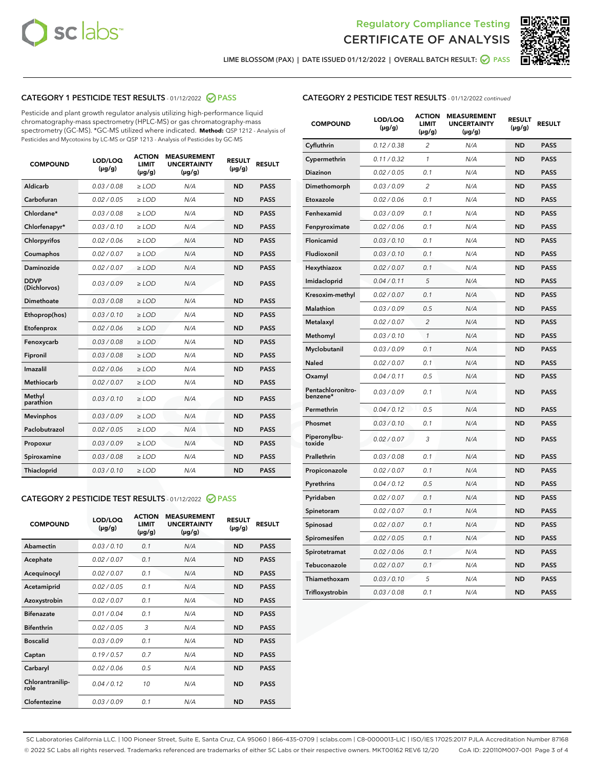# Regulatory Compliance Testing
# CERTIFICATE OF ANALYSIS

LIME BLOSSOM (PAX) | DATE ISSUED 01/12/2022 | OVERALL BATCH RESULT: PASS

## CATEGORY 1 PESTICIDE TEST RESULTS - 01/12/2022 PASS

Pesticide and plant growth regulator analysis utilizing high-performance liquid chromatography-mass spectrometry (HPLC-MS) or gas chromatography-mass spectrometry (GC-MS). *GC-MS utilized where indicated. **Method:** QSP 1212 - Analysis of Pesticides and Mycotoxins by LC-MS or QSP 1213 - Analysis of Pesticides by GC-MS

| COMPOUND | LOD/LOQ (µg/g) | ACTION LIMIT (µg/g) | MEASUREMENT UNCERTAINTY (µg/g) | RESULT (µg/g) | RESULT |
|---|---|---|---|---|---|
| Aldicarb | 0.03 / 0.08 | ≥ LOD | N/A | ND | PASS |
| Carbofuran | 0.02 / 0.05 | ≥ LOD | N/A | ND | PASS |
| Chlordane* | 0.03 / 0.08 | ≥ LOD | N/A | ND | PASS |
| Chlorfenapyr* | 0.03 / 0.10 | ≥ LOD | N/A | ND | PASS |
| Chlorpyrifos | 0.02 / 0.06 | ≥ LOD | N/A | ND | PASS |
| Coumaphos | 0.02 / 0.07 | ≥ LOD | N/A | ND | PASS |
| Daminozide | 0.02 / 0.07 | ≥ LOD | N/A | ND | PASS |
| DDVP (Dichlorvos) | 0.03 / 0.09 | ≥ LOD | N/A | ND | PASS |
| Dimethoate | 0.03 / 0.08 | ≥ LOD | N/A | ND | PASS |
| Ethoprop(hos) | 0.03 / 0.10 | ≥ LOD | N/A | ND | PASS |
| Etofenprox | 0.02 / 0.06 | ≥ LOD | N/A | ND | PASS |
| Fenoxycarb | 0.03 / 0.08 | ≥ LOD | N/A | ND | PASS |
| Fipronil | 0.03 / 0.08 | ≥ LOD | N/A | ND | PASS |
| Imazalil | 0.02 / 0.06 | ≥ LOD | N/A | ND | PASS |
| Methiocarb | 0.02 / 0.07 | ≥ LOD | N/A | ND | PASS |
| Methyl parathion | 0.03 / 0.10 | ≥ LOD | N/A | ND | PASS |
| Mevinphos | 0.03 / 0.09 | ≥ LOD | N/A | ND | PASS |
| Paclobutrazol | 0.02 / 0.05 | ≥ LOD | N/A | ND | PASS |
| Propoxur | 0.03 / 0.09 | ≥ LOD | N/A | ND | PASS |
| Spiroxamine | 0.03 / 0.08 | ≥ LOD | N/A | ND | PASS |
| Thiacloprid | 0.03 / 0.10 | ≥ LOD | N/A | ND | PASS |

## CATEGORY 2 PESTICIDE TEST RESULTS - 01/12/2022 PASS

| COMPOUND | LOD/LOQ (µg/g) | ACTION LIMIT (µg/g) | MEASUREMENT UNCERTAINTY (µg/g) | RESULT (µg/g) | RESULT |
|---|---|---|---|---|---|
| Abamectin | 0.03 / 0.10 | 0.1 | N/A | ND | PASS |
| Acephate | 0.02 / 0.07 | 0.1 | N/A | ND | PASS |
| Acequinocyl | 0.02 / 0.07 | 0.1 | N/A | ND | PASS |
| Acetamiprid | 0.02 / 0.05 | 0.1 | N/A | ND | PASS |
| Azoxystrobin | 0.02 / 0.07 | 0.1 | N/A | ND | PASS |
| Bifenazate | 0.01 / 0.04 | 0.1 | N/A | ND | PASS |
| Bifenthrin | 0.02 / 0.05 | 3 | N/A | ND | PASS |
| Boscalid | 0.03 / 0.09 | 0.1 | N/A | ND | PASS |
| Captan | 0.19 / 0.57 | 0.7 | N/A | ND | PASS |
| Carbaryl | 0.02 / 0.06 | 0.5 | N/A | ND | PASS |
| Chlorantraniliprole | 0.04 / 0.12 | 10 | N/A | ND | PASS |
| Clofentezine | 0.03 / 0.09 | 0.1 | N/A | ND | PASS |
| Cyfluthrin | 0.12 / 0.38 | 2 | N/A | ND | PASS |
| Cypermethrin | 0.11 / 0.32 | 1 | N/A | ND | PASS |
| Diazinon | 0.02 / 0.05 | 0.1 | N/A | ND | PASS |
| Dimethomorph | 0.03 / 0.09 | 2 | N/A | ND | PASS |
| Etoxazole | 0.02 / 0.06 | 0.1 | N/A | ND | PASS |
| Fenhexamid | 0.03 / 0.09 | 0.1 | N/A | ND | PASS |
| Fenpyroximate | 0.02 / 0.06 | 0.1 | N/A | ND | PASS |
| Flonicamid | 0.03 / 0.10 | 0.1 | N/A | ND | PASS |
| Fludioxonil | 0.03 / 0.10 | 0.1 | N/A | ND | PASS |
| Hexythiazox | 0.02 / 0.07 | 0.1 | N/A | ND | PASS |
| Imidacloprid | 0.04 / 0.11 | 5 | N/A | ND | PASS |
| Kresoxim-methyl | 0.02 / 0.07 | 0.1 | N/A | ND | PASS |
| Malathion | 0.03 / 0.09 | 0.5 | N/A | ND | PASS |
| Metalaxyl | 0.02 / 0.07 | 2 | N/A | ND | PASS |
| Methomyl | 0.03 / 0.10 | 1 | N/A | ND | PASS |
| Myclobutanil | 0.03 / 0.09 | 0.1 | N/A | ND | PASS |
| Naled | 0.02 / 0.07 | 0.1 | N/A | ND | PASS |
| Oxamyl | 0.04 / 0.11 | 0.5 | N/A | ND | PASS |
| Pentachloronitrobenzene* | 0.03 / 0.09 | 0.1 | N/A | ND | PASS |
| Permethrin | 0.04 / 0.12 | 0.5 | N/A | ND | PASS |
| Phosmet | 0.03 / 0.10 | 0.1 | N/A | ND | PASS |
| Piperonylbutoxide | 0.02 / 0.07 | 3 | N/A | ND | PASS |
| Prallethrin | 0.03 / 0.08 | 0.1 | N/A | ND | PASS |
| Propiconazole | 0.02 / 0.07 | 0.1 | N/A | ND | PASS |
| Pyrethrins | 0.04 / 0.12 | 0.5 | N/A | ND | PASS |
| Pyridaben | 0.02 / 0.07 | 0.1 | N/A | ND | PASS |
| Spinetoram | 0.02 / 0.07 | 0.1 | N/A | ND | PASS |
| Spinosad | 0.02 / 0.07 | 0.1 | N/A | ND | PASS |
| Spiromesifen | 0.02 / 0.05 | 0.1 | N/A | ND | PASS |
| Spirotetramat | 0.02 / 0.06 | 0.1 | N/A | ND | PASS |
| Tebuconazole | 0.02 / 0.07 | 0.1 | N/A | ND | PASS |
| Thiamethoxam | 0.03 / 0.10 | 5 | N/A | ND | PASS |
| Trifloxystrobin | 0.03 / 0.08 | 0.1 | N/A | ND | PASS |

SC Laboratories California LLC. | 100 Pioneer Street, Suite E, Santa Cruz, CA 95060 | 866-435-0709 | sclabs.com | C8-0000013-LIC | ISO/IES 17025:2017 PJLA Accreditation Number 87168
© 2022 SC Labs all rights reserved. Trademarks referenced are trademarks of either SC Labs or their respective owners. MKT00162 REV6 12/20 CoA ID: 220110M007-001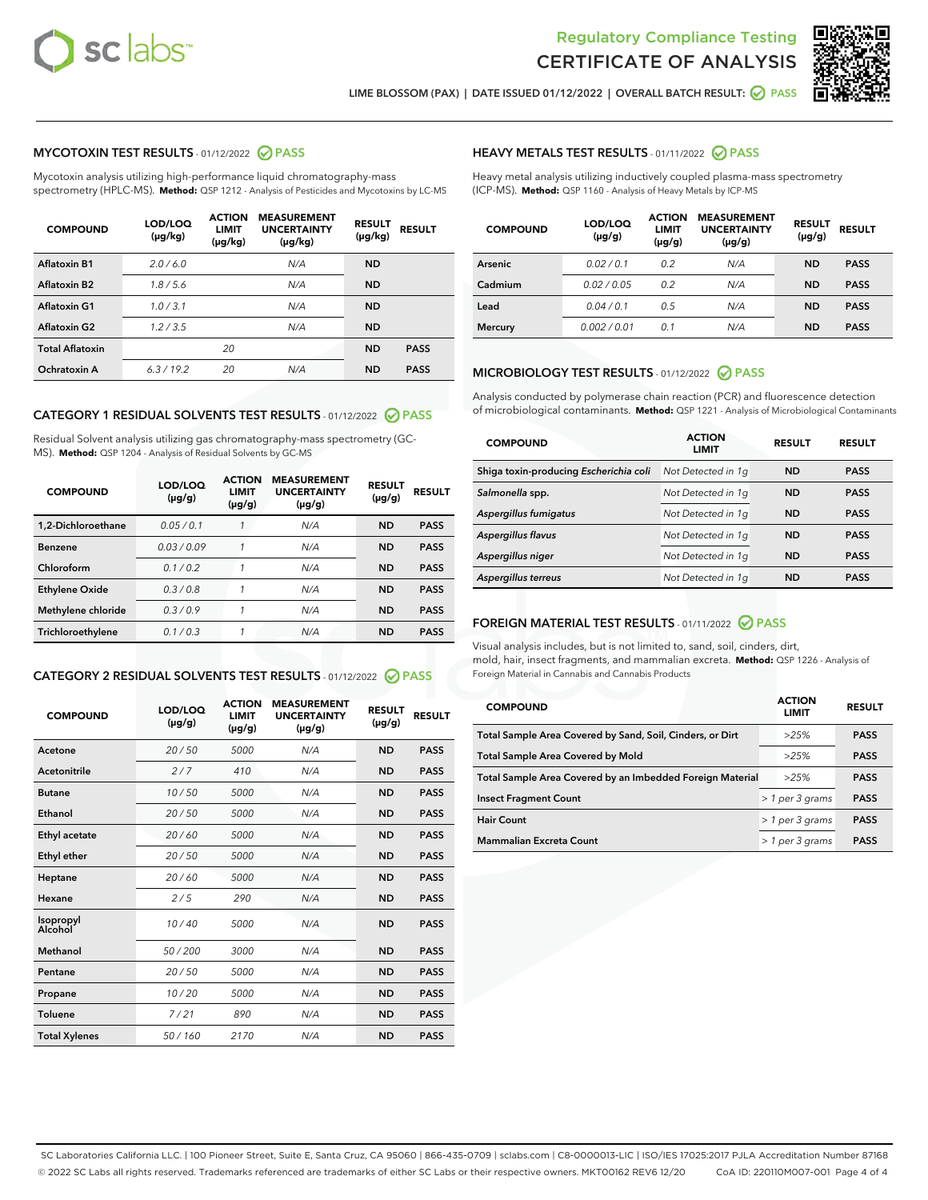Regulatory Compliance Testing
# CERTIFICATE OF ANALYSIS

LIME BLOSSOM (PAX) | DATE ISSUED 01/12/2022 | OVERALL BATCH RESULT: PASS

## MYCOTOXIN TEST RESULTS - 01/12/2022 PASS

Mycotoxin analysis utilizing high-performance liquid chromatography-mass spectrometry (HPLC-MS). **Method:** QSP 1212 - Analysis of Pesticides and Mycotoxins by LC-MS

| COMPOUND | LOD/LOQ (µg/kg) | ACTION LIMIT (µg/kg) | MEASUREMENT UNCERTAINTY (µg/kg) | RESULT (µg/kg) | RESULT |
|---|---|---|---|---|---|
| Aflatoxin B1 | 2.0 / 6.0 | | N/A | ND | |
| Aflatoxin B2 | 1.8 / 5.6 | | N/A | ND | |
| Aflatoxin G1 | 1.0 / 3.1 | | N/A | ND | |
| Aflatoxin G2 | 1.2 / 3.5 | | N/A | ND | |
| Total Aflatoxin | | 20 | | ND | PASS |
| Ochratoxin A | 6.3 / 19.2 | 20 | N/A | ND | PASS |

## CATEGORY 1 RESIDUAL SOLVENTS TEST RESULTS - 01/12/2022 PASS

Residual Solvent analysis utilizing gas chromatography-mass spectrometry (GC-MS). **Method:** QSP 1204 - Analysis of Residual Solvents by GC-MS

| COMPOUND | LOD/LOQ (µg/g) | ACTION LIMIT (µg/g) | MEASUREMENT UNCERTAINTY (µg/g) | RESULT (µg/g) | RESULT |
|---|---|---|---|---|---|
| 1,2-Dichloroethane | 0.05 / 0.1 | 1 | N/A | ND | PASS |
| Benzene | 0.03 / 0.09 | 1 | N/A | ND | PASS |
| Chloroform | 0.1 / 0.2 | 1 | N/A | ND | PASS |
| Ethylene Oxide | 0.3 / 0.8 | 1 | N/A | ND | PASS |
| Methylene chloride | 0.3 / 0.9 | 1 | N/A | ND | PASS |
| Trichloroethylene | 0.1 / 0.3 | 1 | N/A | ND | PASS |

## CATEGORY 2 RESIDUAL SOLVENTS TEST RESULTS - 01/12/2022 PASS

| COMPOUND | LOD/LOQ (µg/g) | ACTION LIMIT (µg/g) | MEASUREMENT UNCERTAINTY (µg/g) | RESULT (µg/g) | RESULT |
|---|---|---|---|---|---|
| Acetone | 20 / 50 | 5000 | N/A | ND | PASS |
| Acetonitrile | 2 / 7 | 410 | N/A | ND | PASS |
| Butane | 10 / 50 | 5000 | N/A | ND | PASS |
| Ethanol | 20 / 50 | 5000 | N/A | ND | PASS |
| Ethyl acetate | 20 / 60 | 5000 | N/A | ND | PASS |
| Ethyl ether | 20 / 50 | 5000 | N/A | ND | PASS |
| Heptane | 20 / 60 | 5000 | N/A | ND | PASS |
| Hexane | 2 / 5 | 290 | N/A | ND | PASS |
| Isopropyl Alcohol | 10 / 40 | 5000 | N/A | ND | PASS |
| Methanol | 50 / 200 | 3000 | N/A | ND | PASS |
| Pentane | 20 / 50 | 5000 | N/A | ND | PASS |
| Propane | 10 / 20 | 5000 | N/A | ND | PASS |
| Toluene | 7 / 21 | 890 | N/A | ND | PASS |
| Total Xylenes | 50 / 160 | 2170 | N/A | ND | PASS |

## HEAVY METALS TEST RESULTS - 01/11/2022 PASS

Heavy metal analysis utilizing inductively coupled plasma-mass spectrometry (ICP-MS). **Method:** QSP 1160 - Analysis of Heavy Metals by ICP-MS

| COMPOUND | LOD/LOQ (µg/g) | ACTION LIMIT (µg/g) | MEASUREMENT UNCERTAINTY (µg/g) | RESULT (µg/g) | RESULT |
|---|---|---|---|---|---|
| Arsenic | 0.02 / 0.1 | 0.2 | N/A | ND | PASS |
| Cadmium | 0.02 / 0.05 | 0.2 | N/A | ND | PASS |
| Lead | 0.04 / 0.1 | 0.5 | N/A | ND | PASS |
| Mercury | 0.002 / 0.01 | 0.1 | N/A | ND | PASS |

## MICROBIOLOGY TEST RESULTS - 01/12/2022 PASS

Analysis conducted by polymerase chain reaction (PCR) and fluorescence detection of microbiological contaminants. **Method:** QSP 1221 - Analysis of Microbiological Contaminants

| COMPOUND | ACTION LIMIT | RESULT | RESULT |
|---|---|---|---|
| Shiga toxin-producing *Escherichia coli* | Not Detected in 1g | ND | PASS |
| *Salmonella* spp. | Not Detected in 1g | ND | PASS |
| *Aspergillus fumigatus* | Not Detected in 1g | ND | PASS |
| *Aspergillus flavus* | Not Detected in 1g | ND | PASS |
| *Aspergillus niger* | Not Detected in 1g | ND | PASS |
| *Aspergillus terreus* | Not Detected in 1g | ND | PASS |

## FOREIGN MATERIAL TEST RESULTS - 01/11/2022 PASS

Visual analysis includes, but is not limited to, sand, soil, cinders, dirt, mold, hair, insect fragments, and mammalian excreta. **Method:** QSP 1226 - Analysis of Foreign Material in Cannabis and Cannabis Products

| COMPOUND | ACTION LIMIT | RESULT |
|---|---|---|
| Total Sample Area Covered by Sand, Soil, Cinders, or Dirt | >25% | PASS |
| Total Sample Area Covered by Mold | >25% | PASS |
| Total Sample Area Covered by an Imbedded Foreign Material | >25% | PASS |
| Insect Fragment Count | > 1 per 3 grams | PASS |
| Hair Count | > 1 per 3 grams | PASS |
| Mammalian Excreta Count | > 1 per 3 grams | PASS |

SC Laboratories California LLC. | 100 Pioneer Street, Suite E, Santa Cruz, CA 95060 | 866-435-0709 | sclabs.com | C8-0000013-LIC | ISO/IES 17025:2017 PJLA Accreditation Number 87168
© 2022 SC Labs all rights reserved. Trademarks referenced are trademarks of either SC Labs or their respective owners. MKT00162 REV6 12/20 CoA ID: 220110M007-001